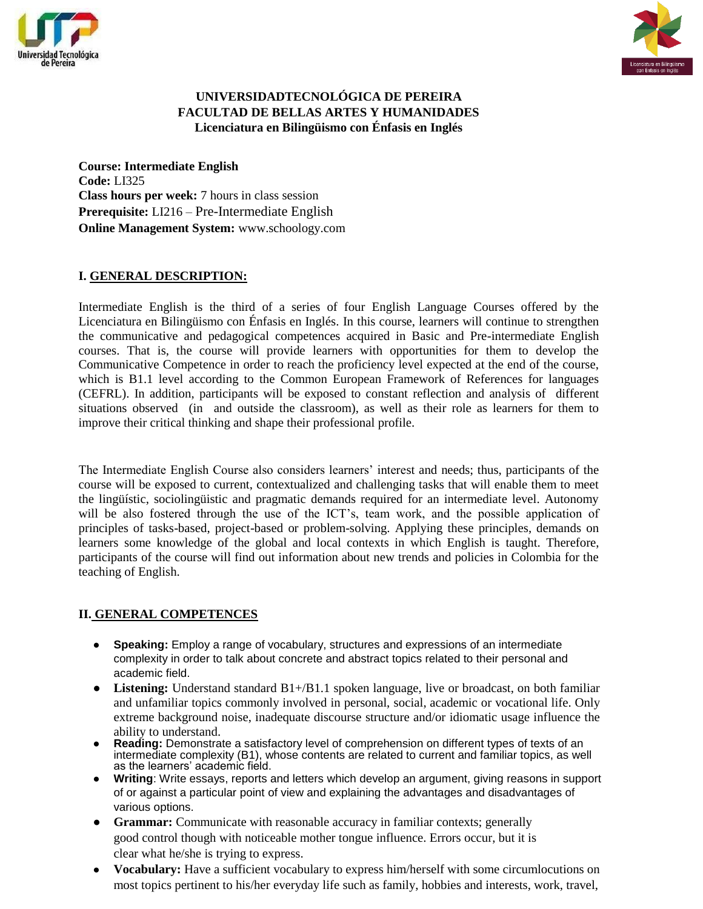**UNIVERSIDADTECNOLÓGICA DE PEREIRA**
**FACULTAD DE BELLAS ARTES Y HUMANIDADES**
**Licenciatura en Bilingüismo con Énfasis en Inglés**

**Course: Intermediate English**
**Code:** LI325
**Class hours per week:** 7 hours in class session
**Prerequisite:** LI216 – Pre-Intermediate English
**Online Management System:** www.schoology.com

## I. GENERAL DESCRIPTION:

Intermediate English is the third of a series of four English Language Courses offered by the Licenciatura en Bilingüismo con Énfasis en Inglés. In this course, learners will continue to strengthen the communicative and pedagogical competences acquired in Basic and Pre-intermediate English courses. That is, the course will provide learners with opportunities for them to develop the Communicative Competence in order to reach the proficiency level expected at the end of the course, which is B1.1 level according to the Common European Framework of References for languages (CEFRL). In addition, participants will be exposed to constant reflection and analysis of different situations observed (in and outside the classroom), as well as their role as learners for them to improve their critical thinking and shape their professional profile.

The Intermediate English Course also considers learners' interest and needs; thus, participants of the course will be exposed to current, contextualized and challenging tasks that will enable them to meet the lingüístic, sociolingüistic and pragmatic demands required for an intermediate level. Autonomy will be also fostered through the use of the ICT's, team work, and the possible application of principles of tasks-based, project-based or problem-solving. Applying these principles, demands on learners some knowledge of the global and local contexts in which English is taught. Therefore, participants of the course will find out information about new trends and policies in Colombia for the teaching of English.

## II. GENERAL COMPETENCES

- **Speaking:** Employ a range of vocabulary, structures and expressions of an intermediate complexity in order to talk about concrete and abstract topics related to their personal and academic field.
- **Listening:** Understand standard B1+/B1.1 spoken language, live or broadcast, on both familiar and unfamiliar topics commonly involved in personal, social, academic or vocational life. Only extreme background noise, inadequate discourse structure and/or idiomatic usage influence the ability to understand.
- **Reading:** Demonstrate a satisfactory level of comprehension on different types of texts of an intermediate complexity (B1), whose contents are related to current and familiar topics, as well as the learners' academic field.
- **Writing**: Write essays, reports and letters which develop an argument, giving reasons in support of or against a particular point of view and explaining the advantages and disadvantages of various options.
- **Grammar:** Communicate with reasonable accuracy in familiar contexts; generally good control though with noticeable mother tongue influence. Errors occur, but it is clear what he/she is trying to express.
- **Vocabulary:** Have a sufficient vocabulary to express him/herself with some circumlocutions on most topics pertinent to his/her everyday life such as family, hobbies and interests, work, travel,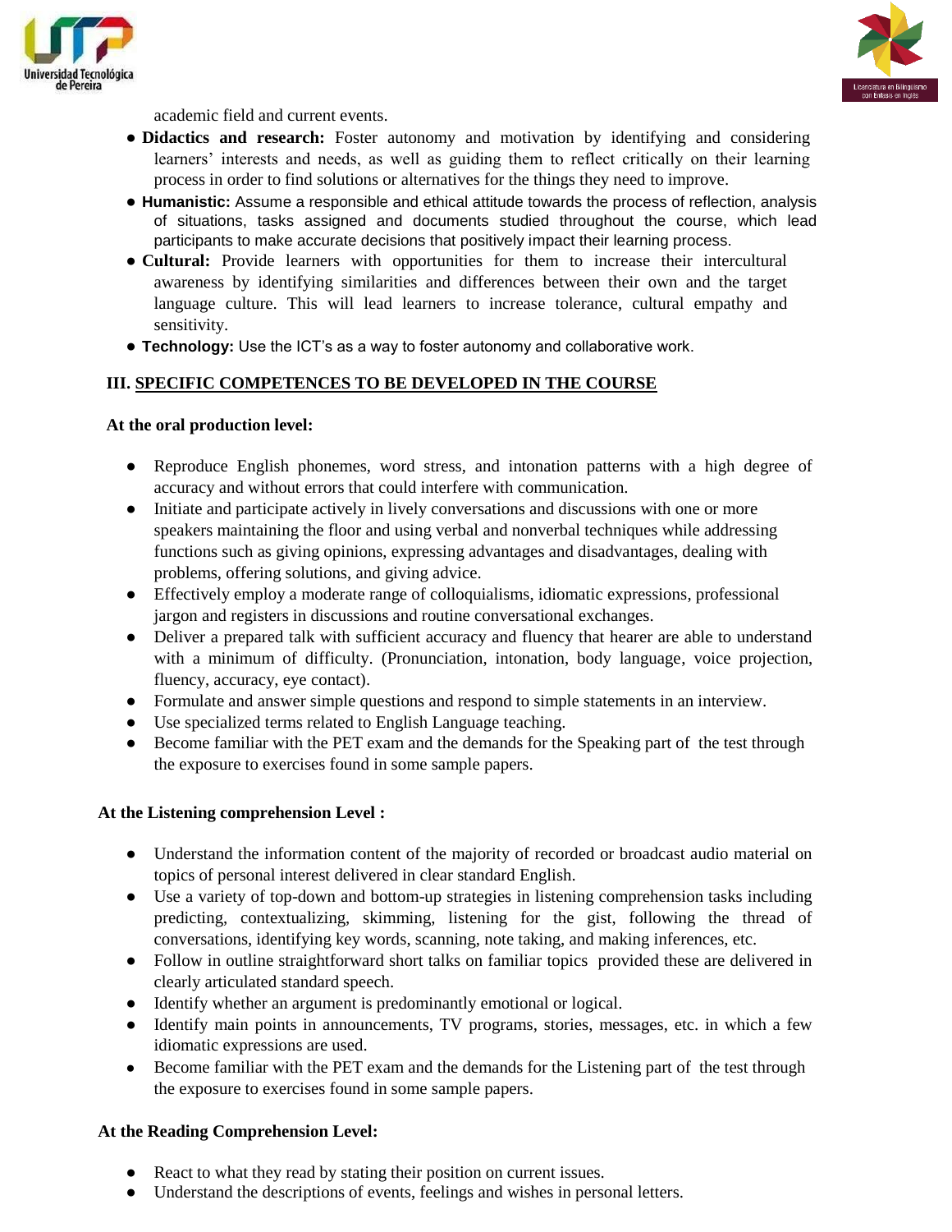academic field and current events.

- **Didactics and research:** Foster autonomy and motivation by identifying and considering learners' interests and needs, as well as guiding them to reflect critically on their learning process in order to find solutions or alternatives for the things they need to improve.
- **Humanistic:** Assume a responsible and ethical attitude towards the process of reflection, analysis of situations, tasks assigned and documents studied throughout the course, which lead participants to make accurate decisions that positively impact their learning process.
- **Cultural:** Provide learners with opportunities for them to increase their intercultural awareness by identifying similarities and differences between their own and the target language culture. This will lead learners to increase tolerance, cultural empathy and sensitivity.
- **Technology:** Use the ICT's as a way to foster autonomy and collaborative work.

## III. SPECIFIC COMPETENCES TO BE DEVELOPED IN THE COURSE

**At the oral production level:**

- Reproduce English phonemes, word stress, and intonation patterns with a high degree of accuracy and without errors that could interfere with communication.
- Initiate and participate actively in lively conversations and discussions with one or more speakers maintaining the floor and using verbal and nonverbal techniques while addressing functions such as giving opinions, expressing advantages and disadvantages, dealing with problems, offering solutions, and giving advice.
- Effectively employ a moderate range of colloquialisms, idiomatic expressions, professional jargon and registers in discussions and routine conversational exchanges.
- Deliver a prepared talk with sufficient accuracy and fluency that hearer are able to understand with a minimum of difficulty. (Pronunciation, intonation, body language, voice projection, fluency, accuracy, eye contact).
- Formulate and answer simple questions and respond to simple statements in an interview.
- Use specialized terms related to English Language teaching.
- Become familiar with the PET exam and the demands for the Speaking part of the test through the exposure to exercises found in some sample papers.

**At the Listening comprehension Level :**

- Understand the information content of the majority of recorded or broadcast audio material on topics of personal interest delivered in clear standard English.
- Use a variety of top-down and bottom-up strategies in listening comprehension tasks including predicting, contextualizing, skimming, listening for the gist, following the thread of conversations, identifying key words, scanning, note taking, and making inferences, etc.
- Follow in outline straightforward short talks on familiar topics provided these are delivered in clearly articulated standard speech.
- Identify whether an argument is predominantly emotional or logical.
- Identify main points in announcements, TV programs, stories, messages, etc. in which a few idiomatic expressions are used.
- Become familiar with the PET exam and the demands for the Listening part of the test through the exposure to exercises found in some sample papers.

**At the Reading Comprehension Level:**

- React to what they read by stating their position on current issues.
- Understand the descriptions of events, feelings and wishes in personal letters.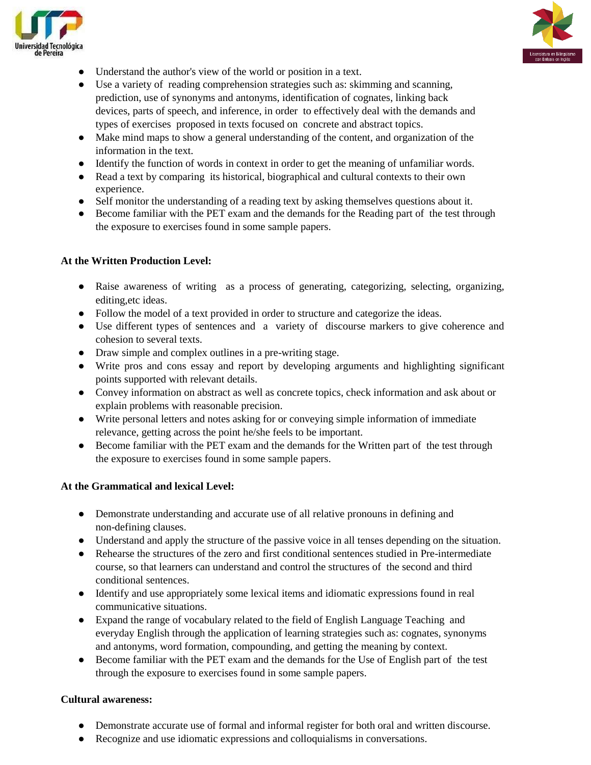- Understand the author's view of the world or position in a text.
- Use a variety of reading comprehension strategies such as: skimming and scanning, prediction, use of synonyms and antonyms, identification of cognates, linking back devices, parts of speech, and inference, in order to effectively deal with the demands and types of exercises proposed in texts focused on concrete and abstract topics.
- Make mind maps to show a general understanding of the content, and organization of the information in the text.
- Identify the function of words in context in order to get the meaning of unfamiliar words.
- Read a text by comparing its historical, biographical and cultural contexts to their own experience.
- Self monitor the understanding of a reading text by asking themselves questions about it.
- Become familiar with the PET exam and the demands for the Reading part of the test through the exposure to exercises found in some sample papers.

**At the Written Production Level:**

- Raise awareness of writing as a process of generating, categorizing, selecting, organizing, editing,etc ideas.
- Follow the model of a text provided in order to structure and categorize the ideas.
- Use different types of sentences and a variety of discourse markers to give coherence and cohesion to several texts.
- Draw simple and complex outlines in a pre-writing stage.
- Write pros and cons essay and report by developing arguments and highlighting significant points supported with relevant details.
- Convey information on abstract as well as concrete topics, check information and ask about or explain problems with reasonable precision.
- Write personal letters and notes asking for or conveying simple information of immediate relevance, getting across the point he/she feels to be important.
- Become familiar with the PET exam and the demands for the Written part of the test through the exposure to exercises found in some sample papers.

**At the Grammatical and lexical Level:**

- Demonstrate understanding and accurate use of all relative pronouns in defining and non-defining clauses.
- Understand and apply the structure of the passive voice in all tenses depending on the situation.
- Rehearse the structures of the zero and first conditional sentences studied in Pre-intermediate course, so that learners can understand and control the structures of the second and third conditional sentences.
- Identify and use appropriately some lexical items and idiomatic expressions found in real communicative situations.
- Expand the range of vocabulary related to the field of English Language Teaching and everyday English through the application of learning strategies such as: cognates, synonyms and antonyms, word formation, compounding, and getting the meaning by context.
- Become familiar with the PET exam and the demands for the Use of English part of the test through the exposure to exercises found in some sample papers.

**Cultural awareness:**

- Demonstrate accurate use of formal and informal register for both oral and written discourse.
- Recognize and use idiomatic expressions and colloquialisms in conversations.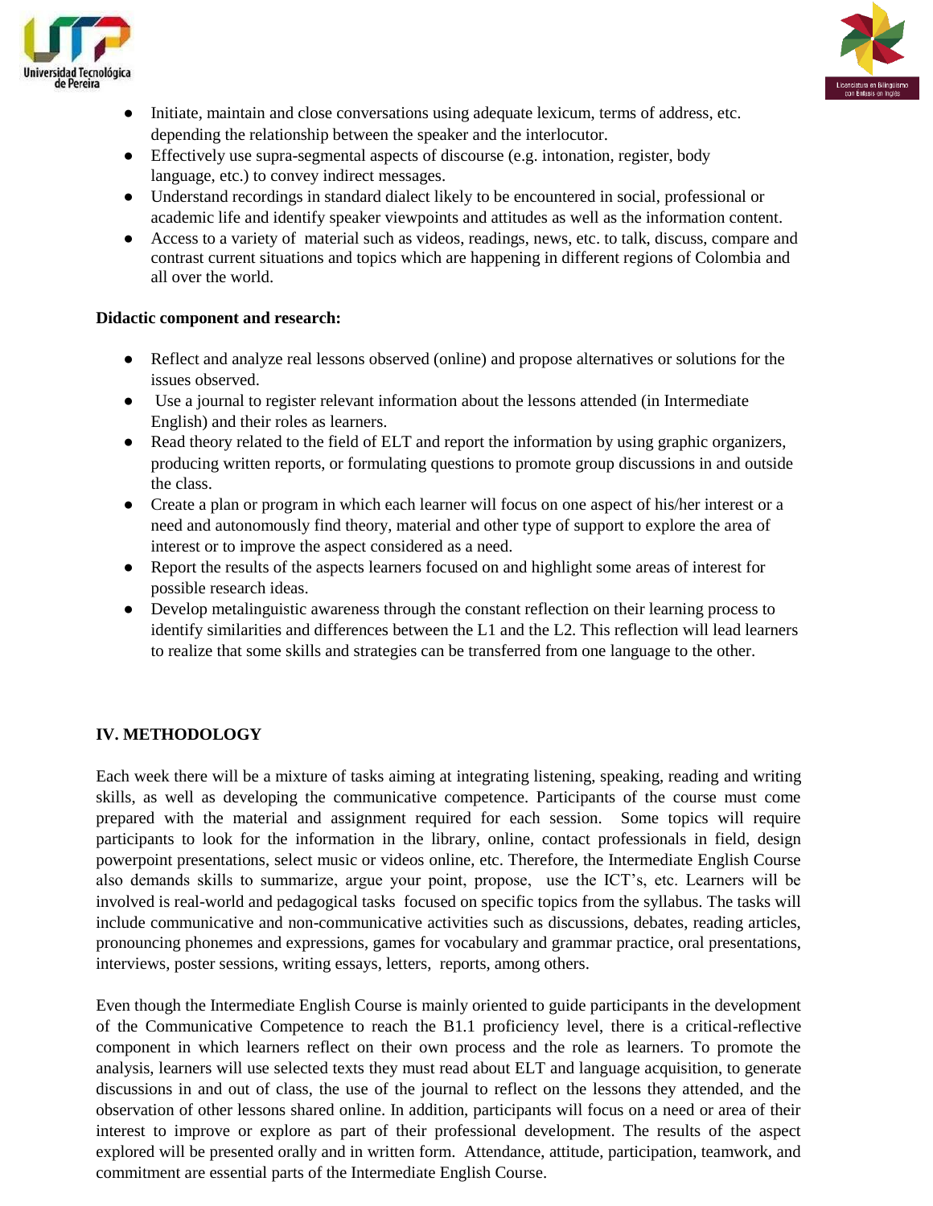- Initiate, maintain and close conversations using adequate lexicum, terms of address, etc. depending the relationship between the speaker and the interlocutor.
- Effectively use supra-segmental aspects of discourse (e.g. intonation, register, body language, etc.) to convey indirect messages.
- Understand recordings in standard dialect likely to be encountered in social, professional or academic life and identify speaker viewpoints and attitudes as well as the information content.
- Access to a variety of material such as videos, readings, news, etc. to talk, discuss, compare and contrast current situations and topics which are happening in different regions of Colombia and all over the world.

**Didactic component and research:**

- Reflect and analyze real lessons observed (online) and propose alternatives or solutions for the issues observed.
- Use a journal to register relevant information about the lessons attended (in Intermediate English) and their roles as learners.
- Read theory related to the field of ELT and report the information by using graphic organizers, producing written reports, or formulating questions to promote group discussions in and outside the class.
- Create a plan or program in which each learner will focus on one aspect of his/her interest or a need and autonomously find theory, material and other type of support to explore the area of interest or to improve the aspect considered as a need.
- Report the results of the aspects learners focused on and highlight some areas of interest for possible research ideas.
- Develop metalinguistic awareness through the constant reflection on their learning process to identify similarities and differences between the L1 and the L2. This reflection will lead learners to realize that some skills and strategies can be transferred from one language to the other.

## IV. METHODOLOGY

Each week there will be a mixture of tasks aiming at integrating listening, speaking, reading and writing skills, as well as developing the communicative competence. Participants of the course must come prepared with the material and assignment required for each session. Some topics will require participants to look for the information in the library, online, contact professionals in field, design powerpoint presentations, select music or videos online, etc. Therefore, the Intermediate English Course also demands skills to summarize, argue your point, propose, use the ICT's, etc. Learners will be involved is real-world and pedagogical tasks focused on specific topics from the syllabus. The tasks will include communicative and non-communicative activities such as discussions, debates, reading articles, pronouncing phonemes and expressions, games for vocabulary and grammar practice, oral presentations, interviews, poster sessions, writing essays, letters, reports, among others.

Even though the Intermediate English Course is mainly oriented to guide participants in the development of the Communicative Competence to reach the B1.1 proficiency level, there is a critical-reflective component in which learners reflect on their own process and the role as learners. To promote the analysis, learners will use selected texts they must read about ELT and language acquisition, to generate discussions in and out of class, the use of the journal to reflect on the lessons they attended, and the observation of other lessons shared online. In addition, participants will focus on a need or area of their interest to improve or explore as part of their professional development. The results of the aspect explored will be presented orally and in written form. Attendance, attitude, participation, teamwork, and commitment are essential parts of the Intermediate English Course.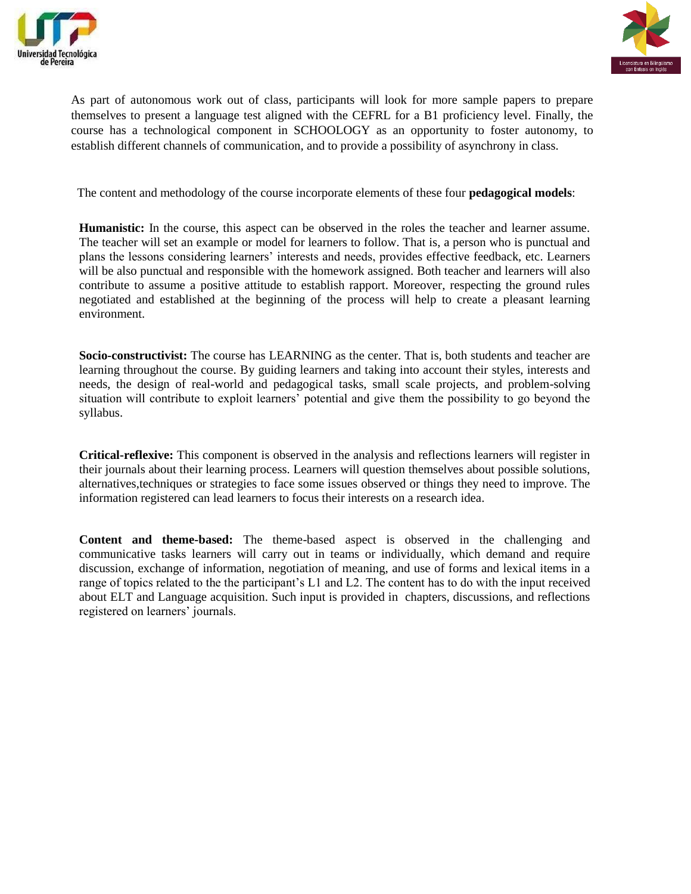As part of autonomous work out of class, participants will look for more sample papers to prepare themselves to present a language test aligned with the CEFRL for a B1 proficiency level. Finally, the course has a technological component in SCHOOLOGY as an opportunity to foster autonomy, to establish different channels of communication, and to provide a possibility of asynchrony in class.

The content and methodology of the course incorporate elements of these four **pedagogical models**:

**Humanistic:** In the course, this aspect can be observed in the roles the teacher and learner assume. The teacher will set an example or model for learners to follow. That is, a person who is punctual and plans the lessons considering learners' interests and needs, provides effective feedback, etc. Learners will be also punctual and responsible with the homework assigned. Both teacher and learners will also contribute to assume a positive attitude to establish rapport. Moreover, respecting the ground rules negotiated and established at the beginning of the process will help to create a pleasant learning environment.

**Socio-constructivist:** The course has LEARNING as the center. That is, both students and teacher are learning throughout the course. By guiding learners and taking into account their styles, interests and needs, the design of real-world and pedagogical tasks, small scale projects, and problem-solving situation will contribute to exploit learners' potential and give them the possibility to go beyond the syllabus.

**Critical-reflexive:** This component is observed in the analysis and reflections learners will register in their journals about their learning process. Learners will question themselves about possible solutions, alternatives,techniques or strategies to face some issues observed or things they need to improve. The information registered can lead learners to focus their interests on a research idea.

**Content and theme-based:** The theme-based aspect is observed in the challenging and communicative tasks learners will carry out in teams or individually, which demand and require discussion, exchange of information, negotiation of meaning, and use of forms and lexical items in a range of topics related to the the participant's L1 and L2. The content has to do with the input received about ELT and Language acquisition. Such input is provided in chapters, discussions, and reflections registered on learners' journals.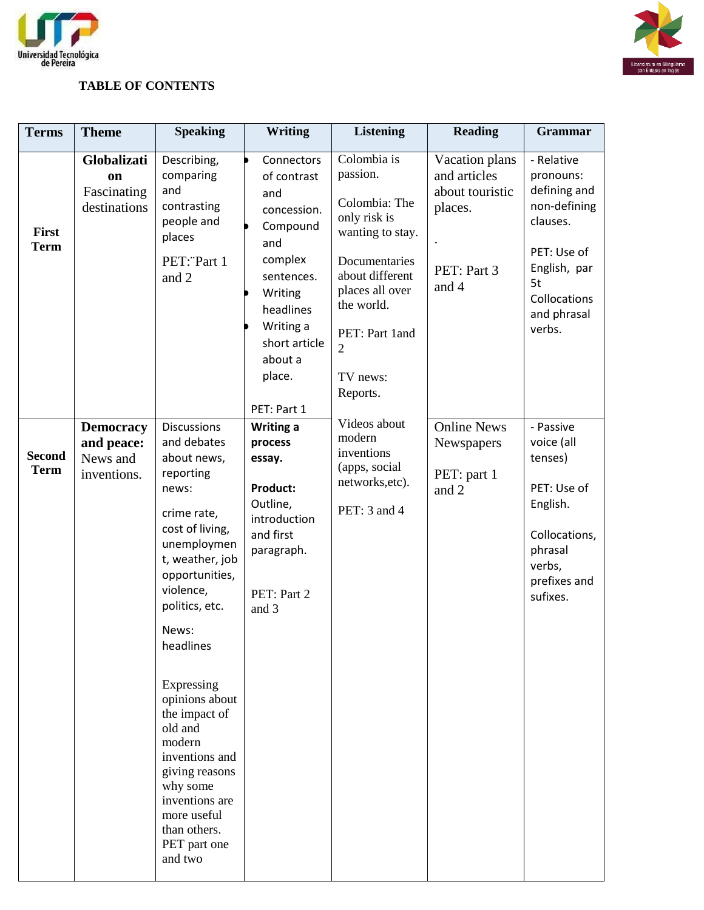**TABLE OF CONTENTS**

| Terms | Theme | Speaking | Writing | Listening | Reading | Grammar |
|---|---|---|---|---|---|---|
| **First Term** | **Globalization** Fascinating destinations | Describing, comparing and contrasting people and places<br><br>PET:¨Part 1 and 2 | • Connectors of contrast and concession.<br>• Compound and complex sentences.<br>• Writing headlines<br>• Writing a short article about a place.<br><br>PET: Part 1 | Colombia is passion.<br><br>Colombia: The only risk is wanting to stay.<br><br>Documentaries about different places all over the world.<br><br>PET: Part 1and 2<br><br>TV news: Reports. | Vacation plans and articles about touristic places.<br><br>.<br><br>PET: Part 3 and 4 | - Relative pronouns: defining and non-defining clauses.<br><br>PET: Use of English, par 5t Collocations and phrasal verbs. |
| **Second Term** | **Democracy and peace:** News and inventions. | Discussions and debates about news, reporting news:<br><br>crime rate, cost of living, unemployment, weather, job opportunities, violence, politics, etc.<br><br>News: headlines<br><br>Expressing opinions about the impact of old and modern inventions and giving reasons why some inventions are more useful than others. PET part one and two | **Writing a process essay.**<br><br>**Product:** Outline, introduction and first paragraph.<br><br>PET: Part 2 and 3 | Videos about modern inventions (apps, social networks,etc).<br><br>PET: 3 and 4 | Online News Newspapers<br><br>PET: part 1 and 2 | - Passive voice (all tenses)<br><br>PET: Use of English.<br><br>Collocations, phrasal verbs, prefixes and sufixes. |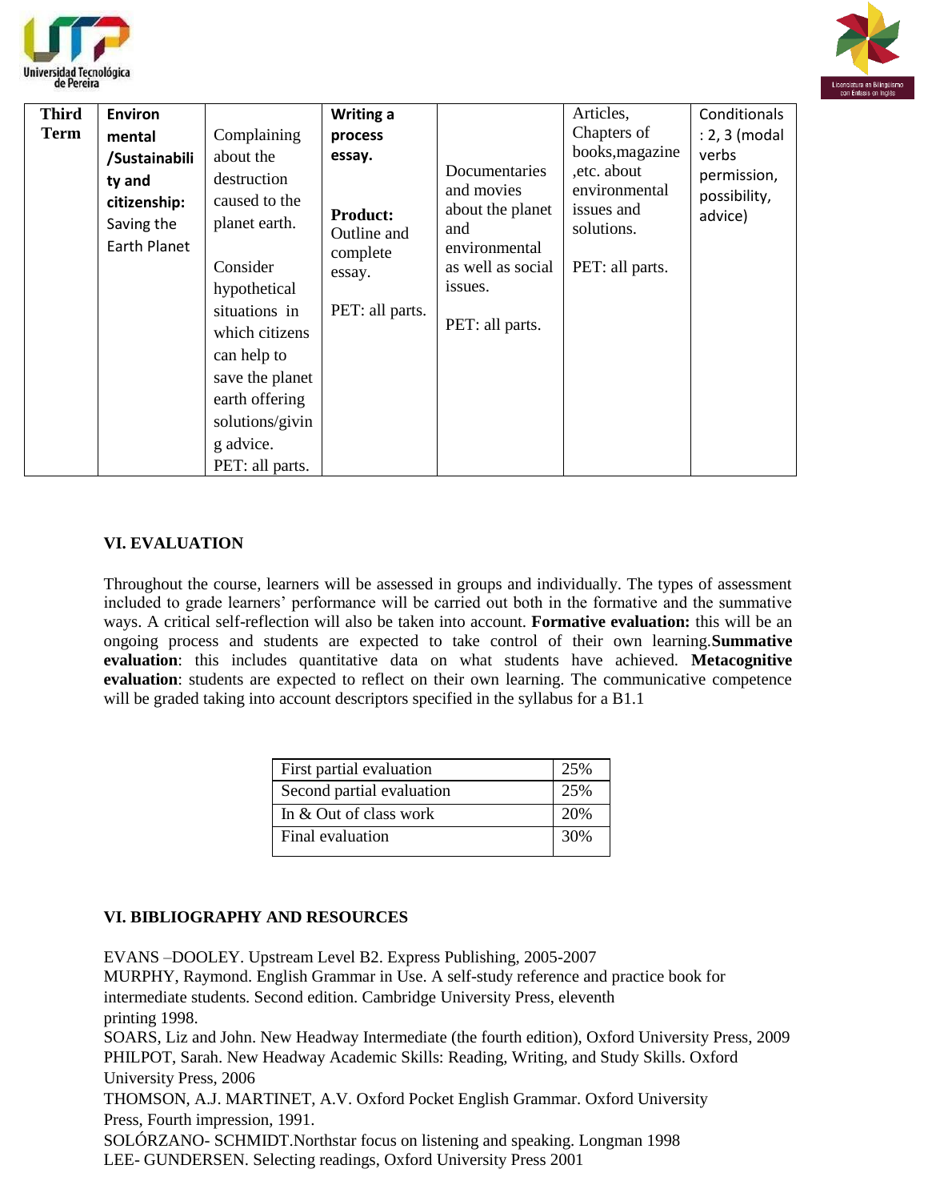| Third Term | Environ mental /Sustainability and citizenship: Saving the Earth Planet | Complaining about the destruction caused to the planet earth.<br><br>Consider hypothetical situations in which citizens can help to save the planet earth offering solutions/giving advice.<br>PET: all parts. | **Writing a process essay.**<br><br>**Product:** Outline and complete essay.<br><br>PET: all parts. | Documentaries and movies about the planet and environmental as well as social issues.<br><br>PET: all parts. | Articles, Chapters of books,magazine ,etc. about environmental issues and solutions.<br><br>PET: all parts. | Conditionals : 2, 3 (modal verbs permission, possibility, advice) |
|---|---|---|---|---|---|---|

## VI. EVALUATION

Throughout the course, learners will be assessed in groups and individually. The types of assessment included to grade learners' performance will be carried out both in the formative and the summative ways. A critical self-reflection will also be taken into account. **Formative evaluation:** this will be an ongoing process and students are expected to take control of their own learning.**Summative evaluation**: this includes quantitative data on what students have achieved. **Metacognitive evaluation**: students are expected to reflect on their own learning. The communicative competence will be graded taking into account descriptors specified in the syllabus for a B1.1

| First partial evaluation | 25% |
|---|---|
| Second partial evaluation | 25% |
| In & Out of class work | 20% |
| Final evaluation | 30% |

## VI. BIBLIOGRAPHY AND RESOURCES

EVANS –DOOLEY. Upstream Level B2. Express Publishing, 2005-2007

MURPHY, Raymond. English Grammar in Use. A self-study reference and practice book for intermediate students. Second edition. Cambridge University Press, eleventh printing 1998.

SOARS, Liz and John. New Headway Intermediate (the fourth edition), Oxford University Press, 2009

PHILPOT, Sarah. New Headway Academic Skills: Reading, Writing, and Study Skills. Oxford University Press, 2006

THOMSON, A.J. MARTINET, A.V. Oxford Pocket English Grammar. Oxford University Press, Fourth impression, 1991.

SOLÓRZANO- SCHMIDT.Northstar focus on listening and speaking. Longman 1998

LEE- GUNDERSEN. Selecting readings, Oxford University Press 2001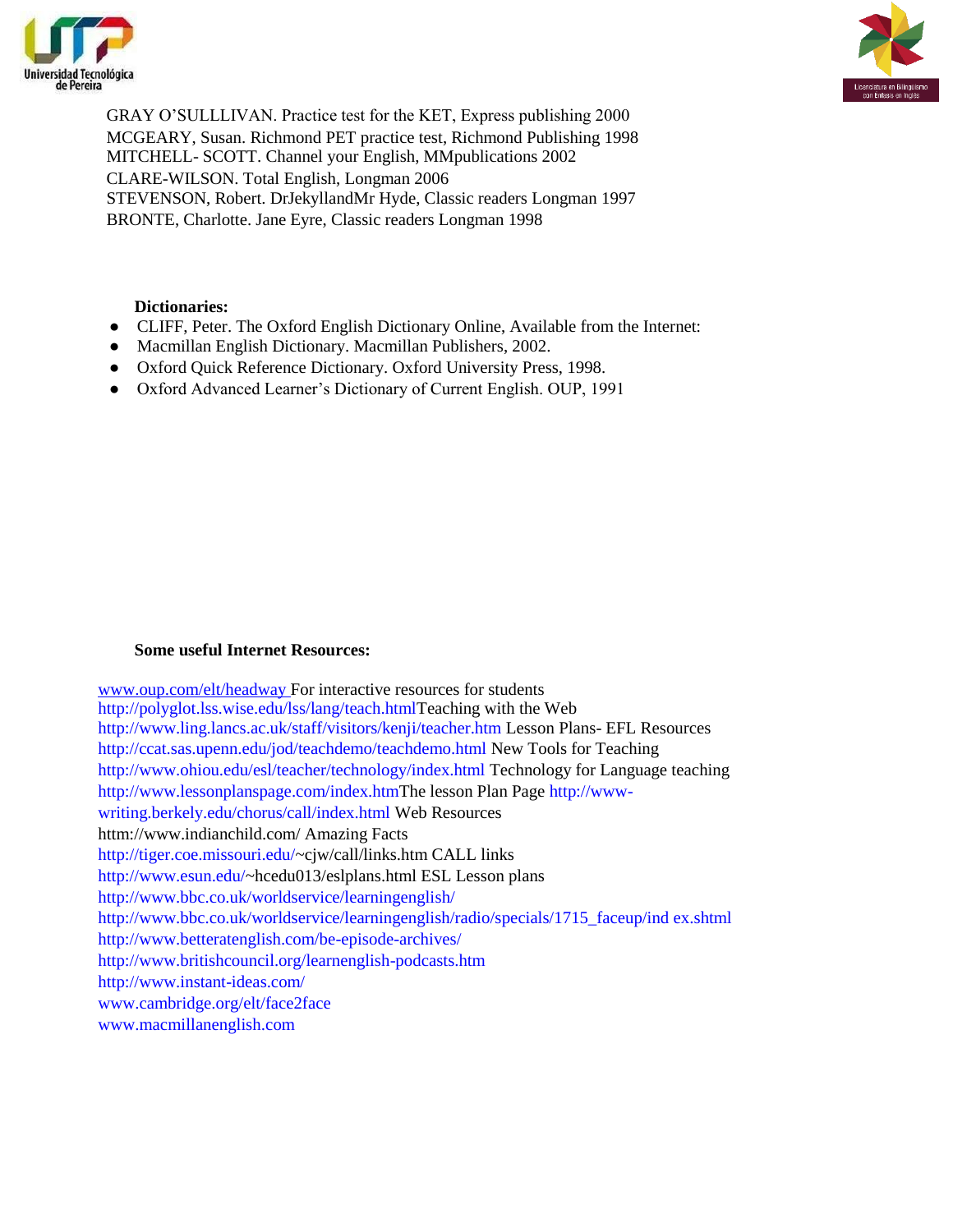GRAY O'SULLLIVAN. Practice test for the KET, Express publishing 2000
MCGEARY, Susan. Richmond PET practice test, Richmond Publishing 1998
MITCHELL- SCOTT. Channel your English, MMpublications 2002
CLARE-WILSON. Total English, Longman 2006
STEVENSON, Robert. DrJekyllandMr Hyde, Classic readers Longman 1997
BRONTE, Charlotte. Jane Eyre, Classic readers Longman 1998

**Dictionaries:**

- CLIFF, Peter. The Oxford English Dictionary Online, Available from the Internet:
- Macmillan English Dictionary. Macmillan Publishers, 2002.
- Oxford Quick Reference Dictionary. Oxford University Press, 1998.
- Oxford Advanced Learner's Dictionary of Current English. OUP, 1991

**Some useful Internet Resources:**

www.oup.com/elt/headway For interactive resources for students
http://polyglot.lss.wise.edu/lss/lang/teach.htmlTeaching with the Web
http://www.ling.lancs.ac.uk/staff/visitors/kenji/teacher.htm Lesson Plans- EFL Resources
http://ccat.sas.upenn.edu/jod/teachdemo/teachdemo.html New Tools for Teaching
http://www.ohiou.edu/esl/teacher/technology/index.html Technology for Language teaching
http://www.lessonplanspage.com/index.htmThe lesson Plan Page http://www-writing.berkely.edu/chorus/call/index.html Web Resources
httm://www.indianchild.com/ Amazing Facts
http://tiger.coe.missouri.edu/~cjw/call/links.htm CALL links
http://www.esun.edu/~hcedu013/eslplans.html ESL Lesson plans
http://www.bbc.co.uk/worldservice/learningenglish/
http://www.bbc.co.uk/worldservice/learningenglish/radio/specials/1715_faceup/ind ex.shtml
http://www.betteratenglish.com/be-episode-archives/
http://www.britishcouncil.org/learnenglish-podcasts.htm
http://www.instant-ideas.com/
www.cambridge.org/elt/face2face
www.macmillanenglish.com